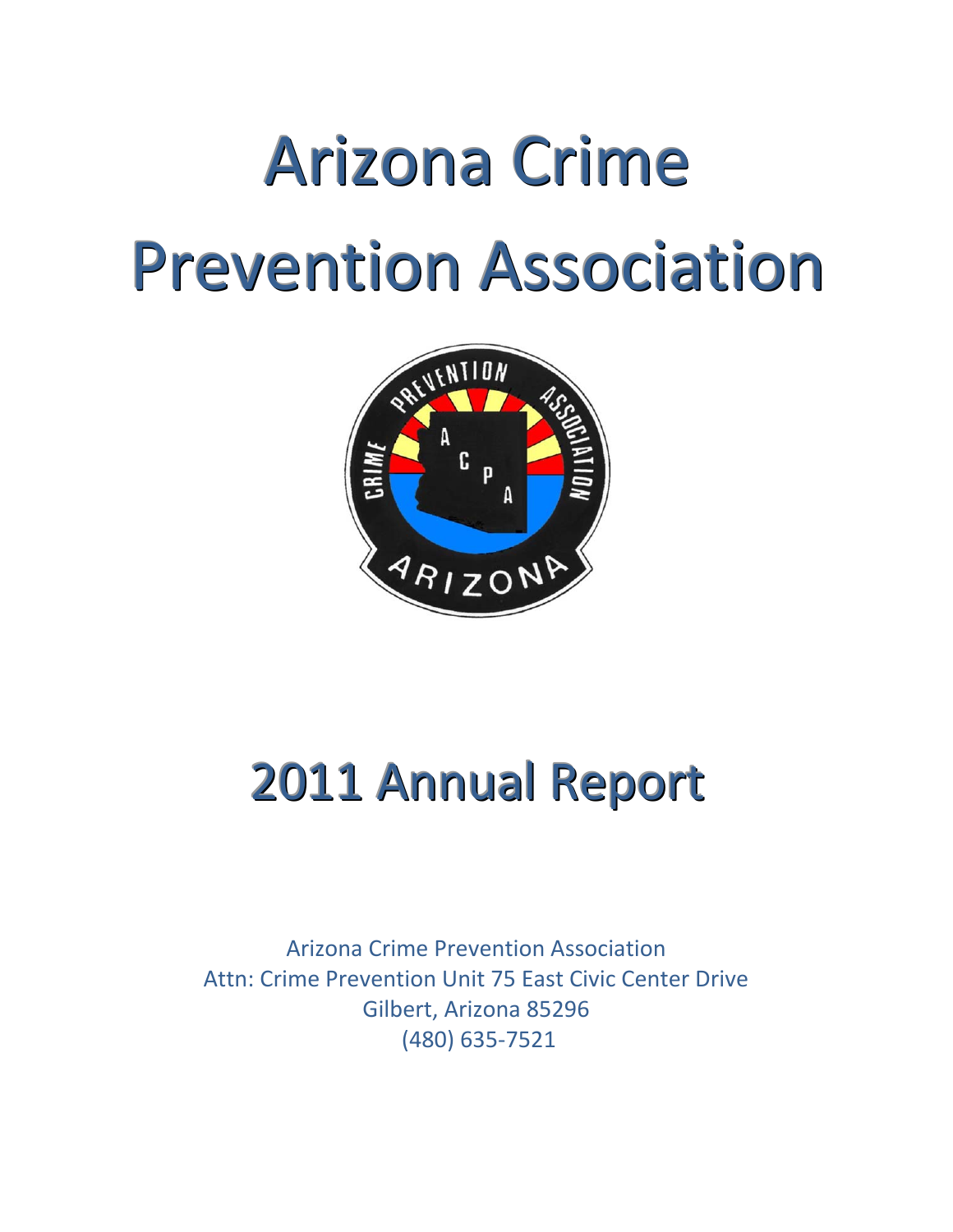# Arizona Crime Prevention Association

# 2011 Annual Report

Arizona Crime Prevention Association
Attn: Crime Prevention Unit 75 East Civic Center Drive
Gilbert, Arizona 85296
(480) 635-7521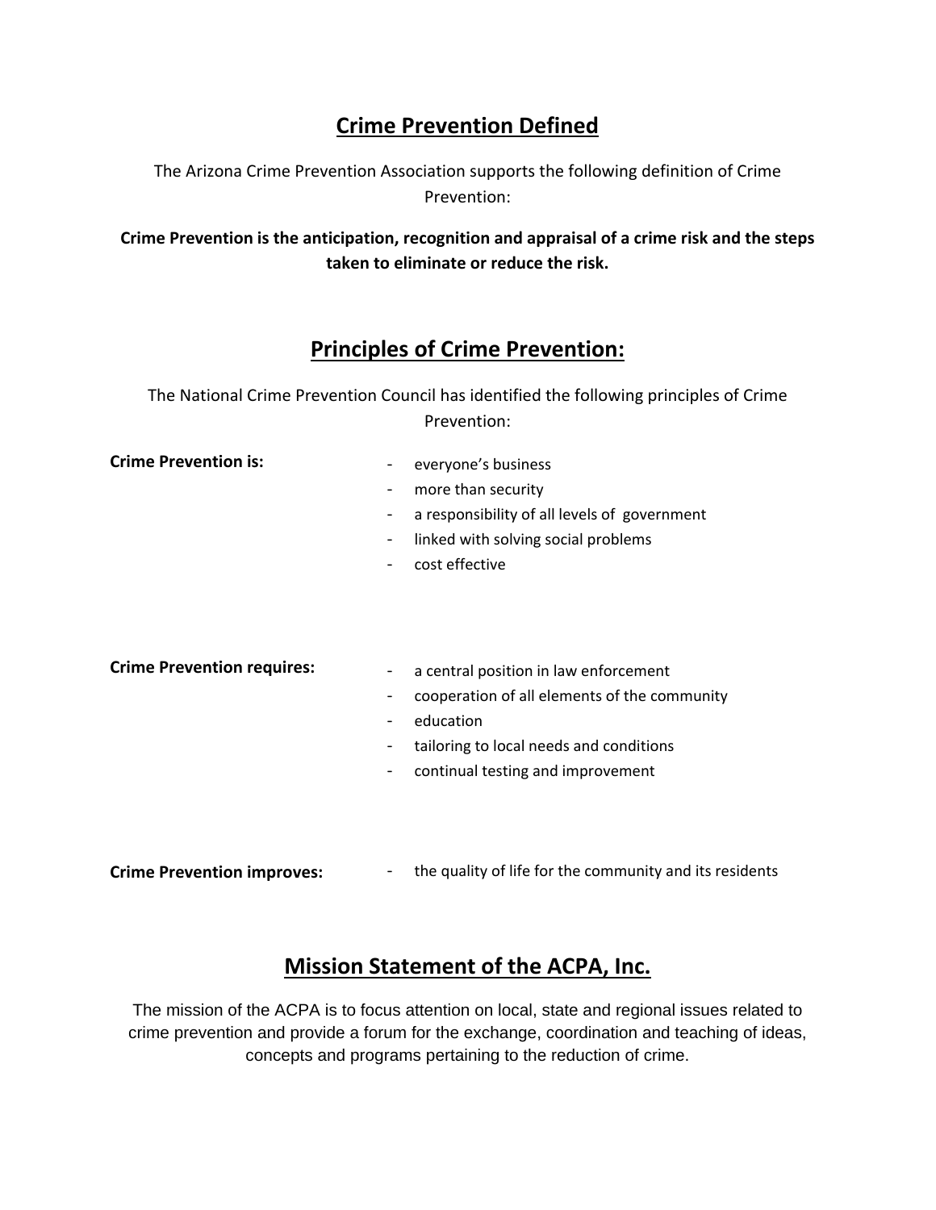## Crime Prevention Defined

The Arizona Crime Prevention Association supports the following definition of Crime Prevention:

**Crime Prevention is the anticipation, recognition and appraisal of a crime risk and the steps taken to eliminate or reduce the risk.**

## Principles of Crime Prevention:

The National Crime Prevention Council has identified the following principles of Crime Prevention:

**Crime Prevention is:**

- everyone's business
- more than security
- a responsibility of all levels of government
- linked with solving social problems
- cost effective

**Crime Prevention requires:**

- a central position in law enforcement
- cooperation of all elements of the community
- education
- tailoring to local needs and conditions
- continual testing and improvement

**Crime Prevention improves:**

- the quality of life for the community and its residents

## Mission Statement of the ACPA, Inc.

The mission of the ACPA is to focus attention on local, state and regional issues related to crime prevention and provide a forum for the exchange, coordination and teaching of ideas, concepts and programs pertaining to the reduction of crime.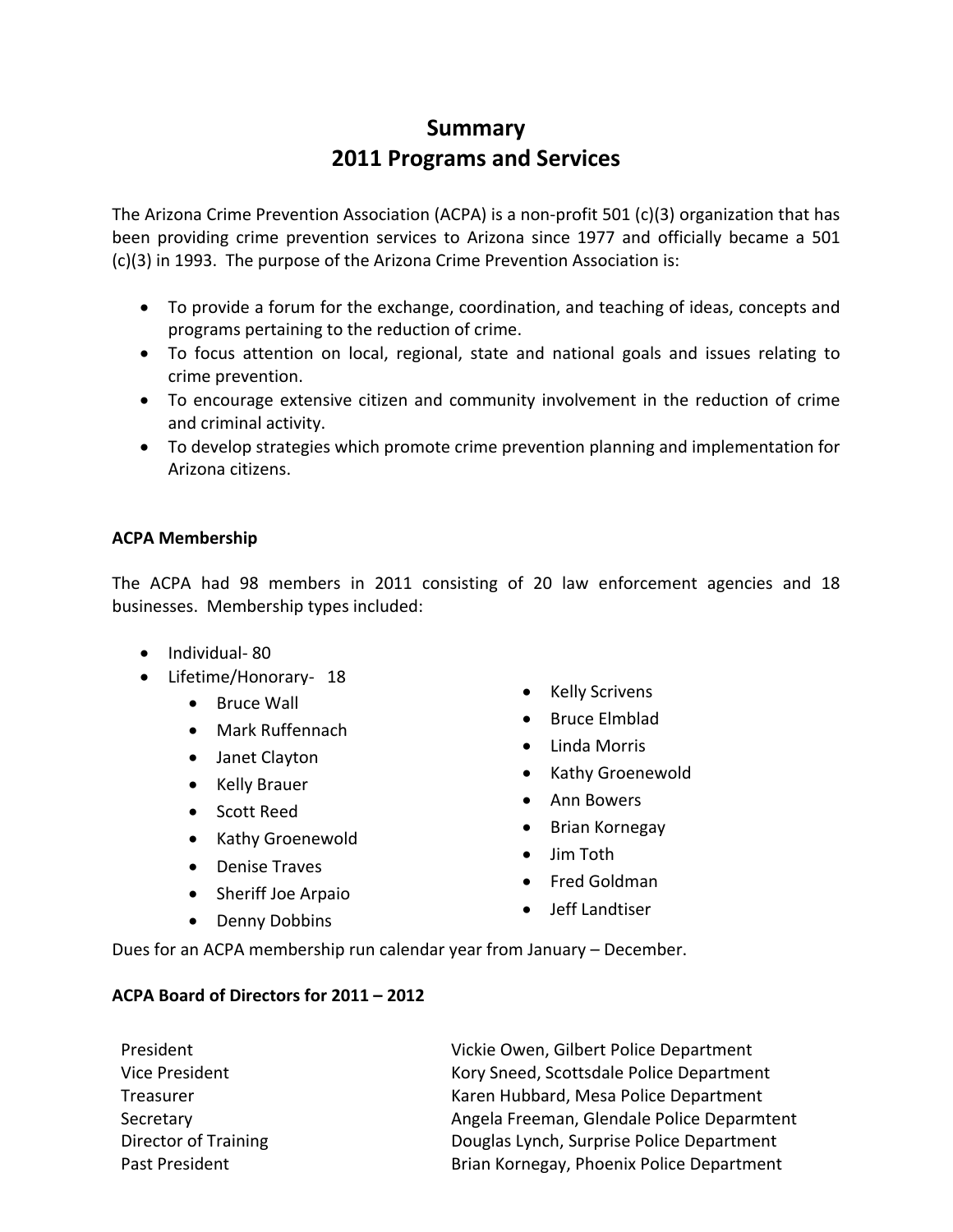# Summary
# 2011 Programs and Services

The Arizona Crime Prevention Association (ACPA) is a non-profit 501 (c)(3) organization that has been providing crime prevention services to Arizona since 1977 and officially became a 501 (c)(3) in 1993. The purpose of the Arizona Crime Prevention Association is:

- To provide a forum for the exchange, coordination, and teaching of ideas, concepts and programs pertaining to the reduction of crime.
- To focus attention on local, regional, state and national goals and issues relating to crime prevention.
- To encourage extensive citizen and community involvement in the reduction of crime and criminal activity.
- To develop strategies which promote crime prevention planning and implementation for Arizona citizens.

### ACPA Membership

The ACPA had 98 members in 2011 consisting of 20 law enforcement agencies and 18 businesses. Membership types included:

- Individual- 80
- Lifetime/Honorary- 18
  - Bruce Wall
  - Mark Ruffennach
  - Janet Clayton
  - Kelly Brauer
  - Scott Reed
  - Kathy Groenewold
  - Denise Traves
  - Sheriff Joe Arpaio
  - Denny Dobbins
  - Kelly Scrivens
  - Bruce Elmblad
  - Linda Morris
  - Kathy Groenewold
  - Ann Bowers
  - Brian Kornegay
  - Jim Toth
  - Fred Goldman
  - Jeff Landtiser

Dues for an ACPA membership run calendar year from January – December.

### ACPA Board of Directors for 2011 – 2012

| | |
|---|---|
| President | Vickie Owen, Gilbert Police Department |
| Vice President | Kory Sneed, Scottsdale Police Department |
| Treasurer | Karen Hubbard, Mesa Police Department |
| Secretary | Angela Freeman, Glendale Police Deparmtent |
| Director of Training | Douglas Lynch, Surprise Police Department |
| Past President | Brian Kornegay, Phoenix Police Department |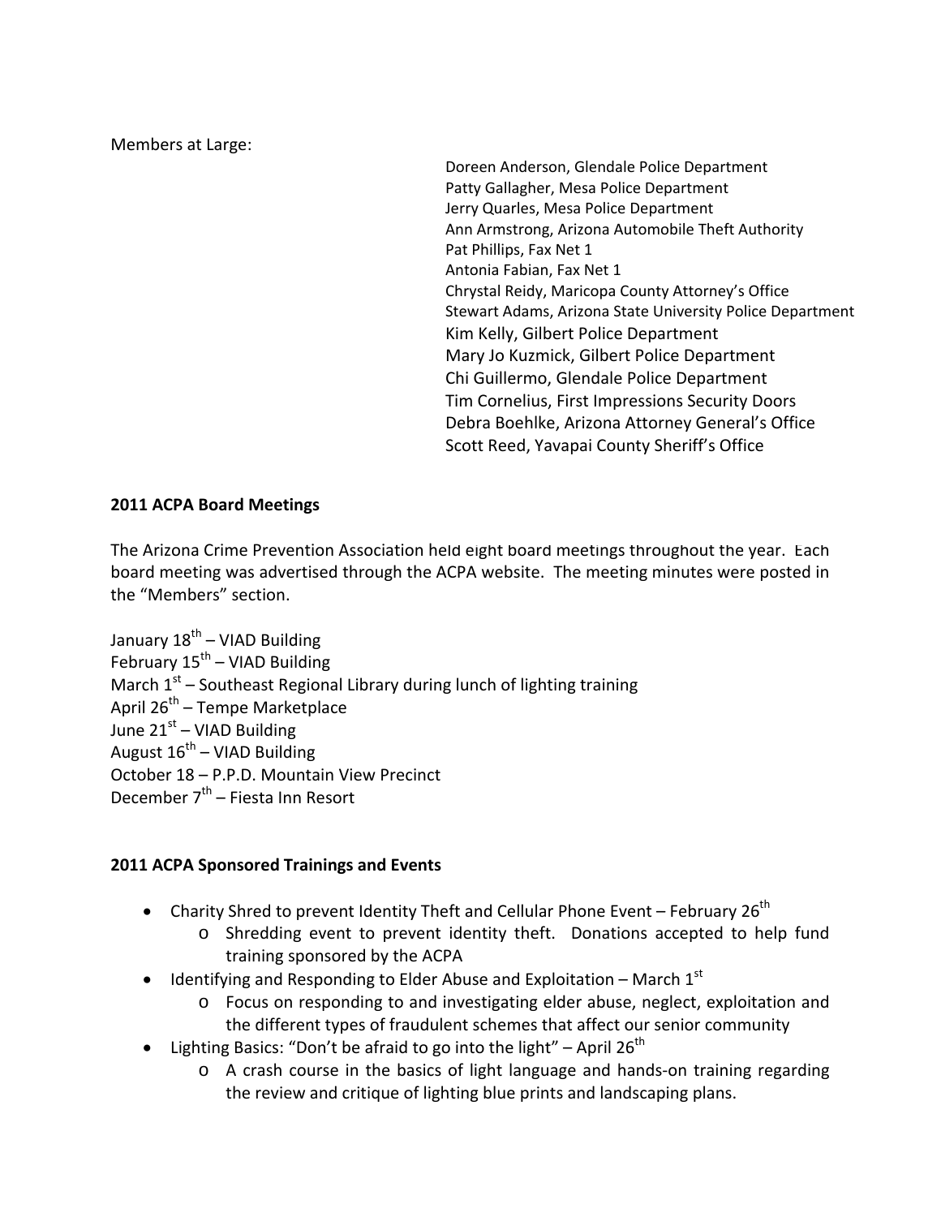Members at Large:

Doreen Anderson, Glendale Police Department
Patty Gallagher, Mesa Police Department
Jerry Quarles, Mesa Police Department
Ann Armstrong, Arizona Automobile Theft Authority
Pat Phillips, Fax Net 1
Antonia Fabian, Fax Net 1
Chrystal Reidy, Maricopa County Attorney's Office
Stewart Adams, Arizona State University Police Department
Kim Kelly, Gilbert Police Department
Mary Jo Kuzmick, Gilbert Police Department
Chi Guillermo, Glendale Police Department
Tim Cornelius, First Impressions Security Doors
Debra Boehlke, Arizona Attorney General's Office
Scott Reed, Yavapai County Sheriff's Office

**2011 ACPA Board Meetings**

The Arizona Crime Prevention Association held eight board meetings throughout the year. Each board meeting was advertised through the ACPA website. The meeting minutes were posted in the "Members" section.

January 18th – VIAD Building
February 15th – VIAD Building
March 1st – Southeast Regional Library during lunch of lighting training
April 26th – Tempe Marketplace
June 21st – VIAD Building
August 16th – VIAD Building
October 18 – P.P.D. Mountain View Precinct
December 7th – Fiesta Inn Resort

**2011 ACPA Sponsored Trainings and Events**

- Charity Shred to prevent Identity Theft and Cellular Phone Event – February 26th
  - Shredding event to prevent identity theft. Donations accepted to help fund training sponsored by the ACPA
- Identifying and Responding to Elder Abuse and Exploitation – March 1st
  - Focus on responding to and investigating elder abuse, neglect, exploitation and the different types of fraudulent schemes that affect our senior community
- Lighting Basics: "Don't be afraid to go into the light" – April 26th
  - A crash course in the basics of light language and hands-on training regarding the review and critique of lighting blue prints and landscaping plans.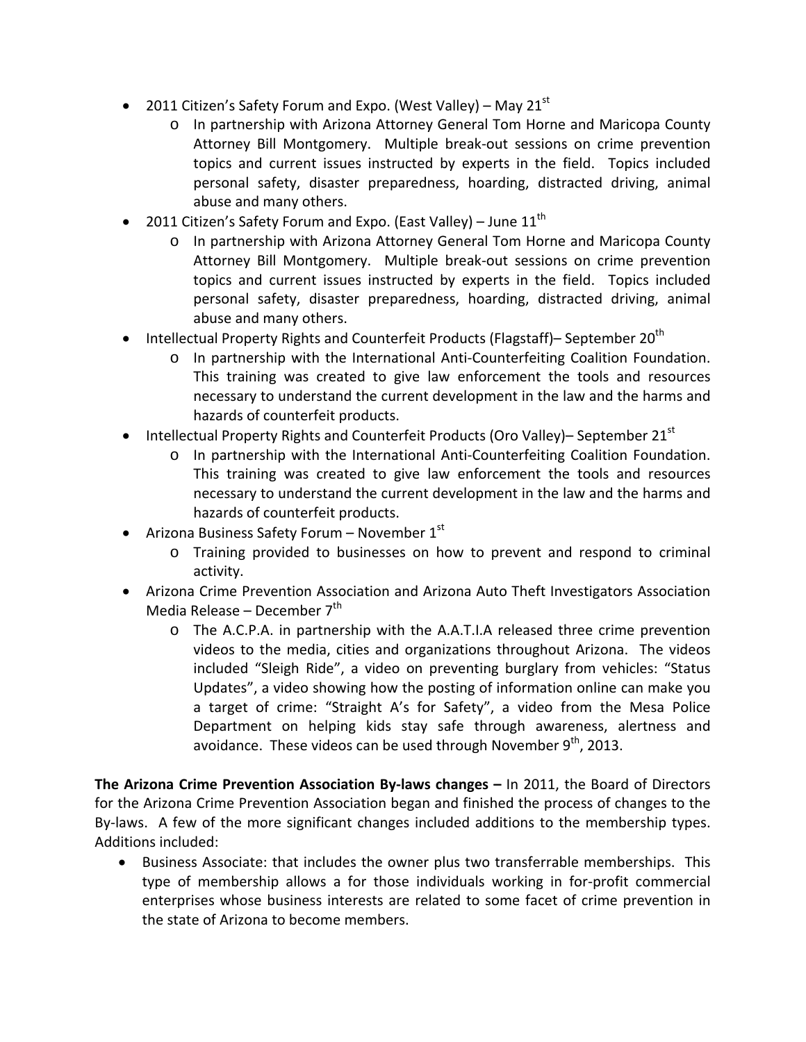- 2011 Citizen's Safety Forum and Expo. (West Valley) – May 21st
  - In partnership with Arizona Attorney General Tom Horne and Maricopa County Attorney Bill Montgomery. Multiple break-out sessions on crime prevention topics and current issues instructed by experts in the field. Topics included personal safety, disaster preparedness, hoarding, distracted driving, animal abuse and many others.
- 2011 Citizen's Safety Forum and Expo. (East Valley) – June 11th
  - In partnership with Arizona Attorney General Tom Horne and Maricopa County Attorney Bill Montgomery. Multiple break-out sessions on crime prevention topics and current issues instructed by experts in the field. Topics included personal safety, disaster preparedness, hoarding, distracted driving, animal abuse and many others.
- Intellectual Property Rights and Counterfeit Products (Flagstaff)– September 20th
  - In partnership with the International Anti-Counterfeiting Coalition Foundation. This training was created to give law enforcement the tools and resources necessary to understand the current development in the law and the harms and hazards of counterfeit products.
- Intellectual Property Rights and Counterfeit Products (Oro Valley)– September 21st
  - In partnership with the International Anti-Counterfeiting Coalition Foundation. This training was created to give law enforcement the tools and resources necessary to understand the current development in the law and the harms and hazards of counterfeit products.
- Arizona Business Safety Forum – November 1st
  - Training provided to businesses on how to prevent and respond to criminal activity.
- Arizona Crime Prevention Association and Arizona Auto Theft Investigators Association Media Release – December 7th
  - The A.C.P.A. in partnership with the A.A.T.I.A released three crime prevention videos to the media, cities and organizations throughout Arizona. The videos included "Sleigh Ride", a video on preventing burglary from vehicles: "Status Updates", a video showing how the posting of information online can make you a target of crime: "Straight A's for Safety", a video from the Mesa Police Department on helping kids stay safe through awareness, alertness and avoidance. These videos can be used through November 9th, 2013.

**The Arizona Crime Prevention Association By-laws changes –** In 2011, the Board of Directors for the Arizona Crime Prevention Association began and finished the process of changes to the By-laws. A few of the more significant changes included additions to the membership types. Additions included:

- Business Associate: that includes the owner plus two transferrable memberships. This type of membership allows a for those individuals working in for-profit commercial enterprises whose business interests are related to some facet of crime prevention in the state of Arizona to become members.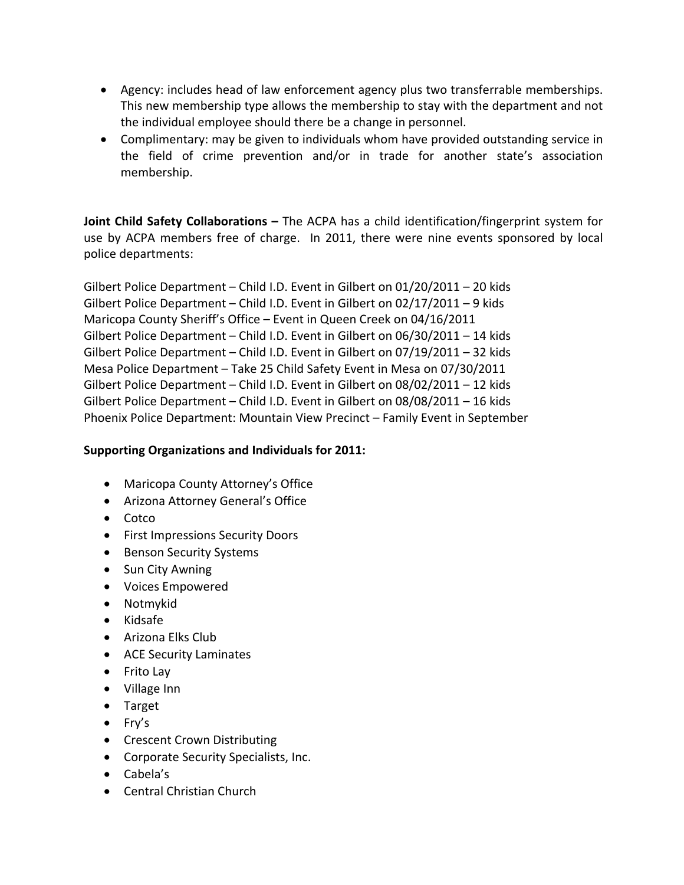- Agency: includes head of law enforcement agency plus two transferrable memberships. This new membership type allows the membership to stay with the department and not the individual employee should there be a change in personnel.
- Complimentary: may be given to individuals whom have provided outstanding service in the field of crime prevention and/or in trade for another state's association membership.

**Joint Child Safety Collaborations –** The ACPA has a child identification/fingerprint system for use by ACPA members free of charge. In 2011, there were nine events sponsored by local police departments:

Gilbert Police Department – Child I.D. Event in Gilbert on 01/20/2011 – 20 kids
Gilbert Police Department – Child I.D. Event in Gilbert on 02/17/2011 – 9 kids
Maricopa County Sheriff's Office – Event in Queen Creek on 04/16/2011
Gilbert Police Department – Child I.D. Event in Gilbert on 06/30/2011 – 14 kids
Gilbert Police Department – Child I.D. Event in Gilbert on 07/19/2011 – 32 kids
Mesa Police Department – Take 25 Child Safety Event in Mesa on 07/30/2011
Gilbert Police Department – Child I.D. Event in Gilbert on 08/02/2011 – 12 kids
Gilbert Police Department – Child I.D. Event in Gilbert on 08/08/2011 – 16 kids
Phoenix Police Department: Mountain View Precinct – Family Event in September

**Supporting Organizations and Individuals for 2011:**

- Maricopa County Attorney's Office
- Arizona Attorney General's Office
- Cotco
- First Impressions Security Doors
- Benson Security Systems
- Sun City Awning
- Voices Empowered
- Notmykid
- Kidsafe
- Arizona Elks Club
- ACE Security Laminates
- Frito Lay
- Village Inn
- Target
- Fry's
- Crescent Crown Distributing
- Corporate Security Specialists, Inc.
- Cabela's
- Central Christian Church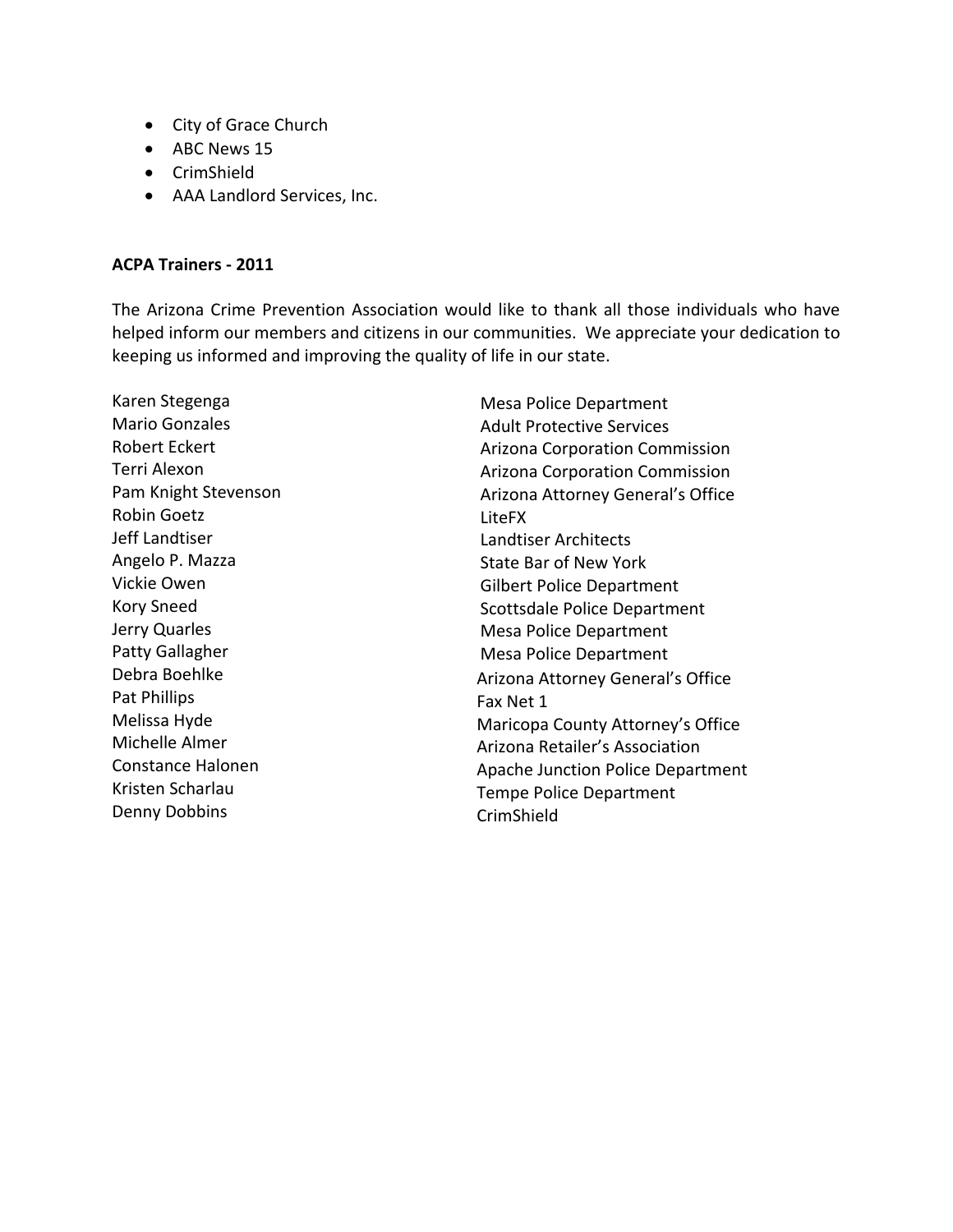- City of Grace Church
- ABC News 15
- CrimShield
- AAA Landlord Services, Inc.

**ACPA Trainers - 2011**

The Arizona Crime Prevention Association would like to thank all those individuals who have helped inform our members and citizens in our communities. We appreciate your dedication to keeping us informed and improving the quality of life in our state.

| | |
|---|---|
| Karen Stegenga | Mesa Police Department |
| Mario Gonzales | Adult Protective Services |
| Robert Eckert | Arizona Corporation Commission |
| Terri Alexon | Arizona Corporation Commission |
| Pam Knight Stevenson | Arizona Attorney General's Office |
| Robin Goetz | LiteFX |
| Jeff Landtiser | Landtiser Architects |
| Angelo P. Mazza | State Bar of New York |
| Vickie Owen | Gilbert Police Department |
| Kory Sneed | Scottsdale Police Department |
| Jerry Quarles | Mesa Police Department |
| Patty Gallagher | Mesa Police Department |
| Debra Boehlke | Arizona Attorney General's Office |
| Pat Phillips | Fax Net 1 |
| Melissa Hyde | Maricopa County Attorney's Office |
| Michelle Almer | Arizona Retailer's Association |
| Constance Halonen | Apache Junction Police Department |
| Kristen Scharlau | Tempe Police Department |
| Denny Dobbins | CrimShield |